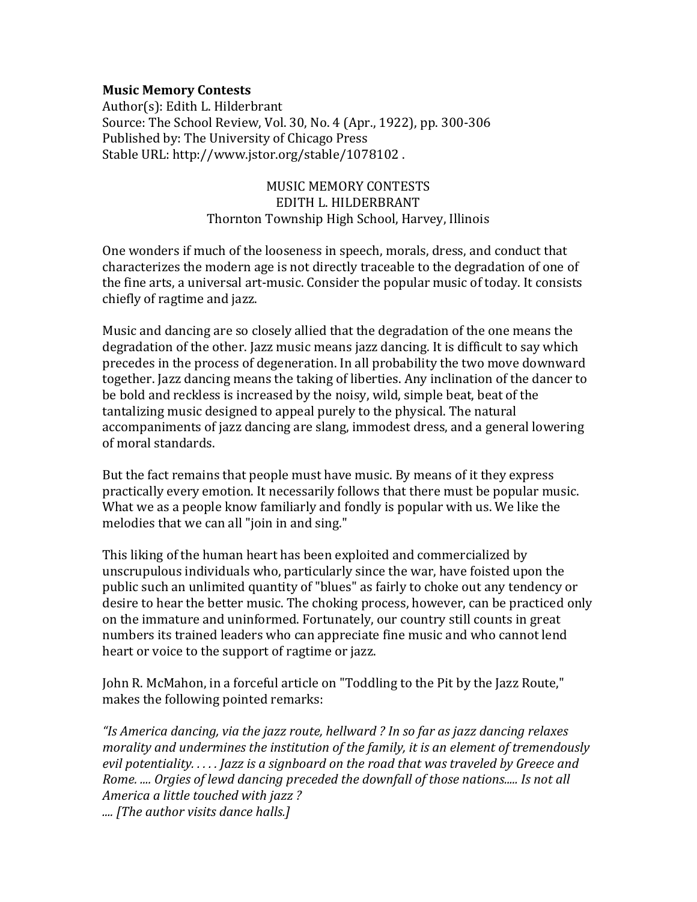**Music Memory Contests**
Author(s): Edith L. Hilderbrant
Source: The School Review, Vol. 30, No. 4 (Apr., 1922), pp. 300-306
Published by: The University of Chicago Press
Stable URL: http://www.jstor.org/stable/1078102 .

# MUSIC MEMORY CONTESTS

EDITH L. HILDERBRANT
Thornton Township High School, Harvey, Illinois

One wonders if much of the looseness in speech, morals, dress, and conduct that characterizes the modern age is not directly traceable to the degradation of one of the fine arts, a universal art-music. Consider the popular music of today. It consists chiefly of ragtime and jazz.

Music and dancing are so closely allied that the degradation of the one means the degradation of the other. Jazz music means jazz dancing. It is difficult to say which precedes in the process of degeneration. In all probability the two move downward together. Jazz dancing means the taking of liberties. Any inclination of the dancer to be bold and reckless is increased by the noisy, wild, simple beat, beat of the tantalizing music designed to appeal purely to the physical. The natural accompaniments of jazz dancing are slang, immodest dress, and a general lowering of moral standards.

But the fact remains that people must have music. By means of it they express practically every emotion. It necessarily follows that there must be popular music. What we as a people know familiarly and fondly is popular with us. We like the melodies that we can all "join in and sing."

This liking of the human heart has been exploited and commercialized by unscrupulous individuals who, particularly since the war, have foisted upon the public such an unlimited quantity of "blues" as fairly to choke out any tendency or desire to hear the better music. The choking process, however, can be practiced only on the immature and uninformed. Fortunately, our country still counts in great numbers its trained leaders who can appreciate fine music and who cannot lend heart or voice to the support of ragtime or jazz.

John R. McMahon, in a forceful article on "Toddling to the Pit by the Jazz Route," makes the following pointed remarks:

*"Is America dancing, via the jazz route, hellward ? In so far as jazz dancing relaxes morality and undermines the institution of the family, it is an element of tremendously evil potentiality. . . . . Jazz is a signboard on the road that was traveled by Greece and Rome. .... Orgies of lewd dancing preceded the downfall of those nations..... Is not all America a little touched with jazz ?*
*.... [The author visits dance halls.]*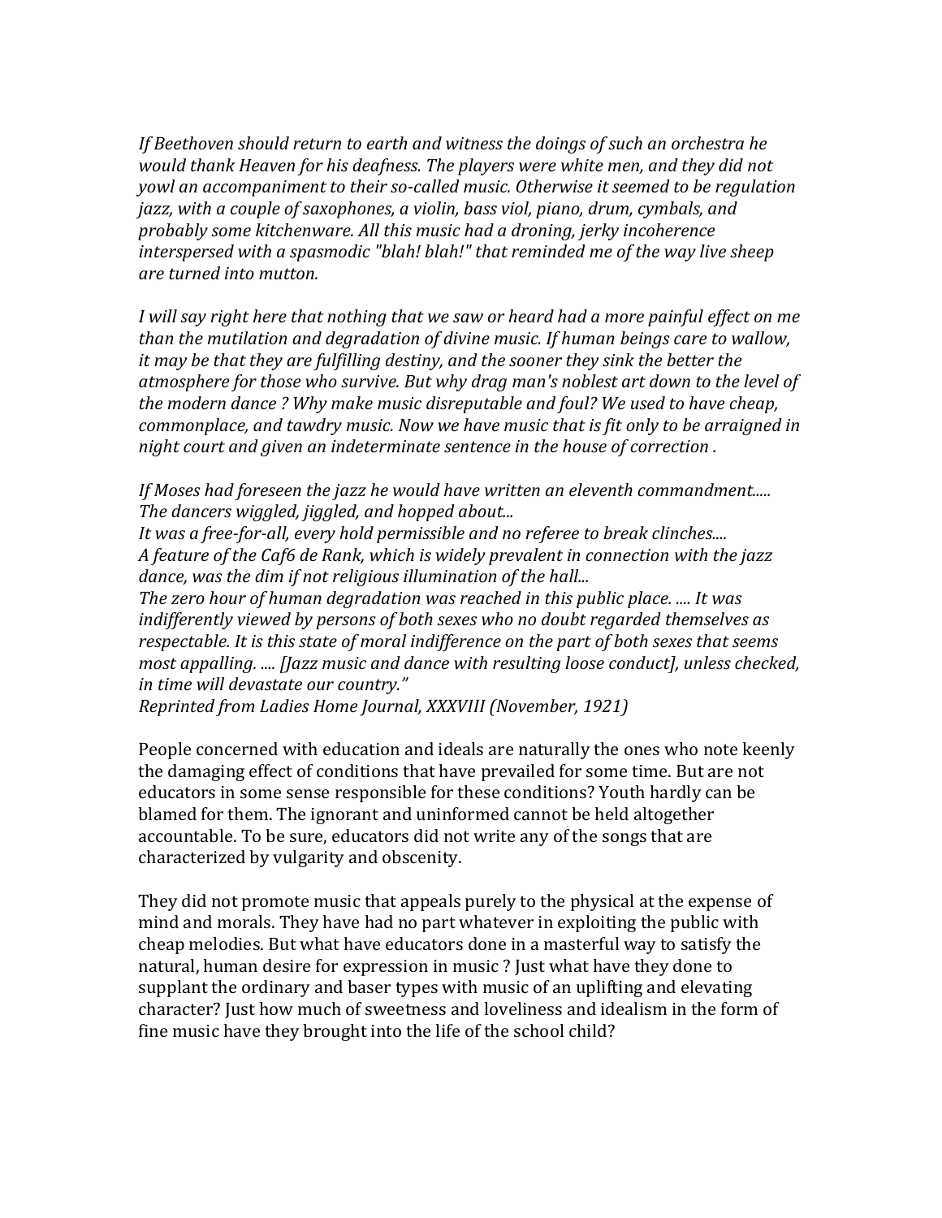*If Beethoven should return to earth and witness the doings of such an orchestra he would thank Heaven for his deafness. The players were white men, and they did not yowl an accompaniment to their so-called music. Otherwise it seemed to be regulation jazz, with a couple of saxophones, a violin, bass viol, piano, drum, cymbals, and probably some kitchenware. All this music had a droning, jerky incoherence interspersed with a spasmodic "blah! blah!" that reminded me of the way live sheep are turned into mutton.*

*I will say right here that nothing that we saw or heard had a more painful effect on me than the mutilation and degradation of divine music. If human beings care to wallow, it may be that they are fulfilling destiny, and the sooner they sink the better the atmosphere for those who survive. But why drag man's noblest art down to the level of the modern dance ? Why make music disreputable and foul? We used to have cheap, commonplace, and tawdry music. Now we have music that is fit only to be arraigned in night court and given an indeterminate sentence in the house of correction .*

*If Moses had foreseen the jazz he would have written an eleventh commandment.....*
*The dancers wiggled, jiggled, and hopped about...*
*It was a free-for-all, every hold permissible and no referee to break clinches....*
*A feature of the Caf6 de Rank, which is widely prevalent in connection with the jazz dance, was the dim if not religious illumination of the hall...*
*The zero hour of human degradation was reached in this public place. .... It was indifferently viewed by persons of both sexes who no doubt regarded themselves as respectable. It is this state of moral indifference on the part of both sexes that seems most appalling. .... [Jazz music and dance with resulting loose conduct], unless checked, in time will devastate our country."*
*Reprinted from Ladies Home Journal, XXXVIII (November, 1921)*

People concerned with education and ideals are naturally the ones who note keenly the damaging effect of conditions that have prevailed for some time. But are not educators in some sense responsible for these conditions? Youth hardly can be blamed for them. The ignorant and uninformed cannot be held altogether accountable. To be sure, educators did not write any of the songs that are characterized by vulgarity and obscenity.

They did not promote music that appeals purely to the physical at the expense of mind and morals. They have had no part whatever in exploiting the public with cheap melodies. But what have educators done in a masterful way to satisfy the natural, human desire for expression in music ? Just what have they done to supplant the ordinary and baser types with music of an uplifting and elevating character? Just how much of sweetness and loveliness and idealism in the form of fine music have they brought into the life of the school child?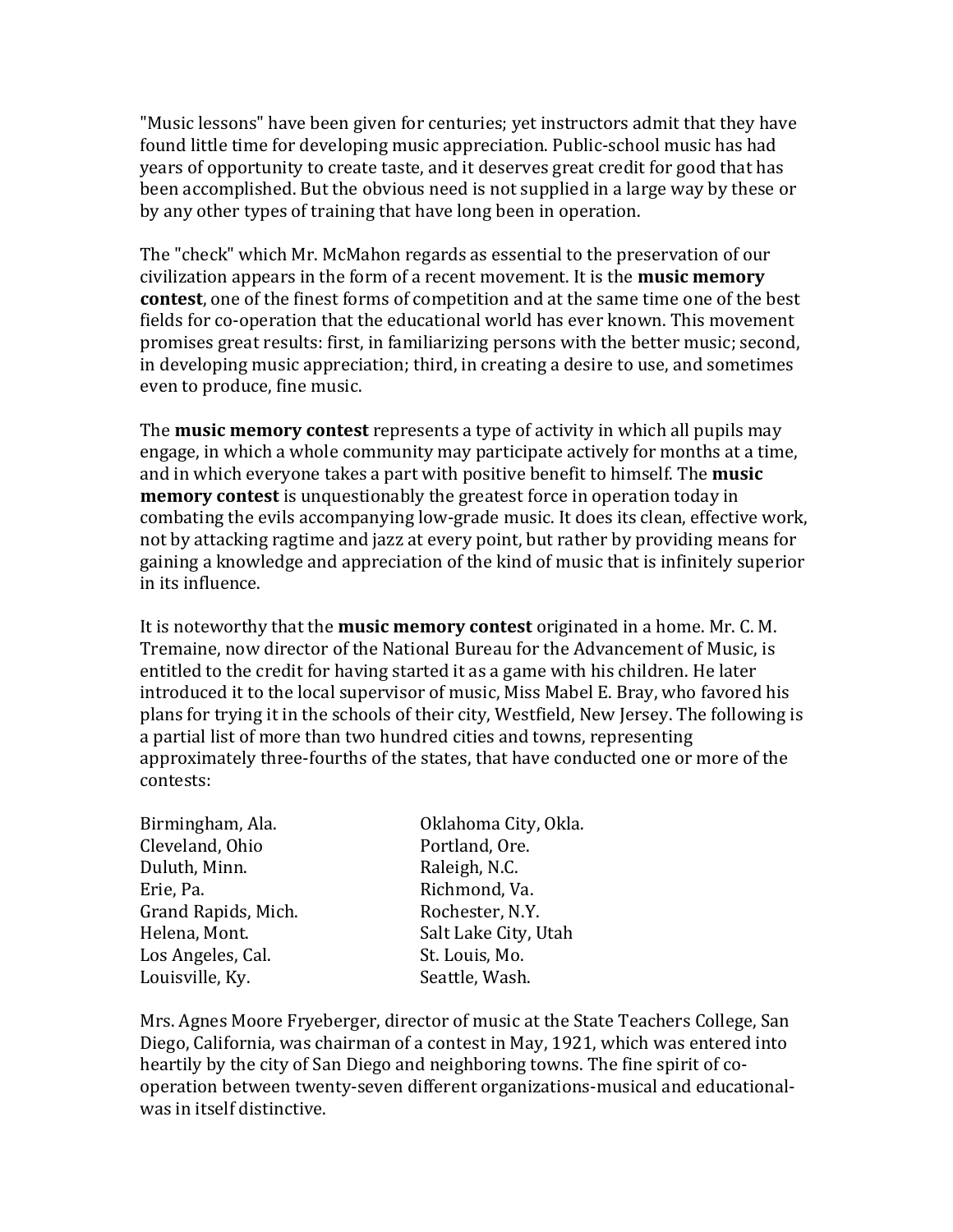"Music lessons" have been given for centuries; yet instructors admit that they have found little time for developing music appreciation. Public-school music has had years of opportunity to create taste, and it deserves great credit for good that has been accomplished. But the obvious need is not supplied in a large way by these or by any other types of training that have long been in operation.

The "check" which Mr. McMahon regards as essential to the preservation of our civilization appears in the form of a recent movement. It is the **music memory contest**, one of the finest forms of competition and at the same time one of the best fields for co-operation that the educational world has ever known. This movement promises great results: first, in familiarizing persons with the better music; second, in developing music appreciation; third, in creating a desire to use, and sometimes even to produce, fine music.

The **music memory contest** represents a type of activity in which all pupils may engage, in which a whole community may participate actively for months at a time, and in which everyone takes a part with positive benefit to himself. The **music memory contest** is unquestionably the greatest force in operation today in combating the evils accompanying low-grade music. It does its clean, effective work, not by attacking ragtime and jazz at every point, but rather by providing means for gaining a knowledge and appreciation of the kind of music that is infinitely superior in its influence.

It is noteworthy that the **music memory contest** originated in a home. Mr. C. M. Tremaine, now director of the National Bureau for the Advancement of Music, is entitled to the credit for having started it as a game with his children. He later introduced it to the local supervisor of music, Miss Mabel E. Bray, who favored his plans for trying it in the schools of their city, Westfield, New Jersey. The following is a partial list of more than two hundred cities and towns, representing approximately three-fourths of the states, that have conducted one or more of the contests:

Birmingham, Ala.
Cleveland, Ohio
Duluth, Minn.
Erie, Pa.
Grand Rapids, Mich.
Helena, Mont.
Los Angeles, Cal.
Louisville, Ky.
Oklahoma City, Okla.
Portland, Ore.
Raleigh, N.C.
Richmond, Va.
Rochester, N.Y.
Salt Lake City, Utah
St. Louis, Mo.
Seattle, Wash.

Mrs. Agnes Moore Fryeberger, director of music at the State Teachers College, San Diego, California, was chairman of a contest in May, 1921, which was entered into heartily by the city of San Diego and neighboring towns. The fine spirit of co-operation between twenty-seven different organizations-musical and educational-was in itself distinctive.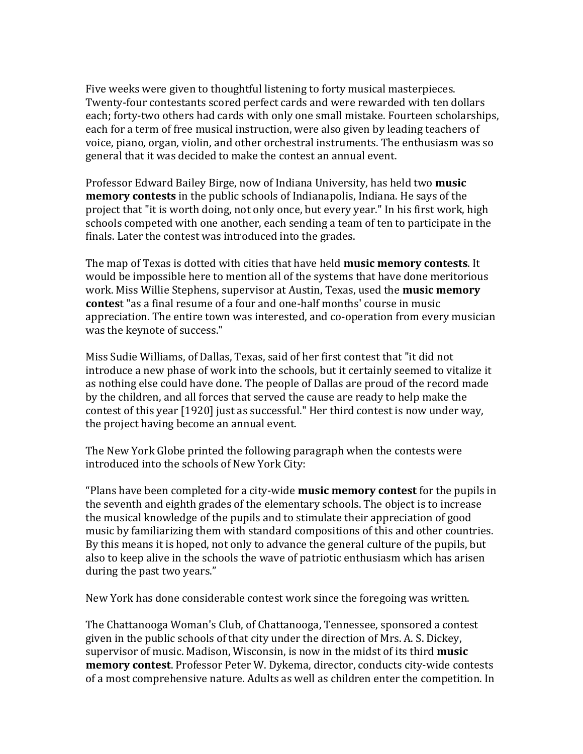Five weeks were given to thoughtful listening to forty musical masterpieces. Twenty-four contestants scored perfect cards and were rewarded with ten dollars each; forty-two others had cards with only one small mistake. Fourteen scholarships, each for a term of free musical instruction, were also given by leading teachers of voice, piano, organ, violin, and other orchestral instruments. The enthusiasm was so general that it was decided to make the contest an annual event.

Professor Edward Bailey Birge, now of Indiana University, has held two **music memory contests** in the public schools of Indianapolis, Indiana. He says of the project that "it is worth doing, not only once, but every year." In his first work, high schools competed with one another, each sending a team of ten to participate in the finals. Later the contest was introduced into the grades.

The map of Texas is dotted with cities that have held **music memory contests**. It would be impossible here to mention all of the systems that have done meritorious work. Miss Willie Stephens, supervisor at Austin, Texas, used the **music memory contes**t "as a final resume of a four and one-half months' course in music appreciation. The entire town was interested, and co-operation from every musician was the keynote of success."

Miss Sudie Williams, of Dallas, Texas, said of her first contest that "it did not introduce a new phase of work into the schools, but it certainly seemed to vitalize it as nothing else could have done. The people of Dallas are proud of the record made by the children, and all forces that served the cause are ready to help make the contest of this year [1920] just as successful." Her third contest is now under way, the project having become an annual event.

The New York Globe printed the following paragraph when the contests were introduced into the schools of New York City:

"Plans have been completed for a city-wide **music memory contest** for the pupils in the seventh and eighth grades of the elementary schools. The object is to increase the musical knowledge of the pupils and to stimulate their appreciation of good music by familiarizing them with standard compositions of this and other countries. By this means it is hoped, not only to advance the general culture of the pupils, but also to keep alive in the schools the wave of patriotic enthusiasm which has arisen during the past two years."

New York has done considerable contest work since the foregoing was written.

The Chattanooga Woman's Club, of Chattanooga, Tennessee, sponsored a contest given in the public schools of that city under the direction of Mrs. A. S. Dickey, supervisor of music. Madison, Wisconsin, is now in the midst of its third **music memory contest**. Professor Peter W. Dykema, director, conducts city-wide contests of a most comprehensive nature. Adults as well as children enter the competition. In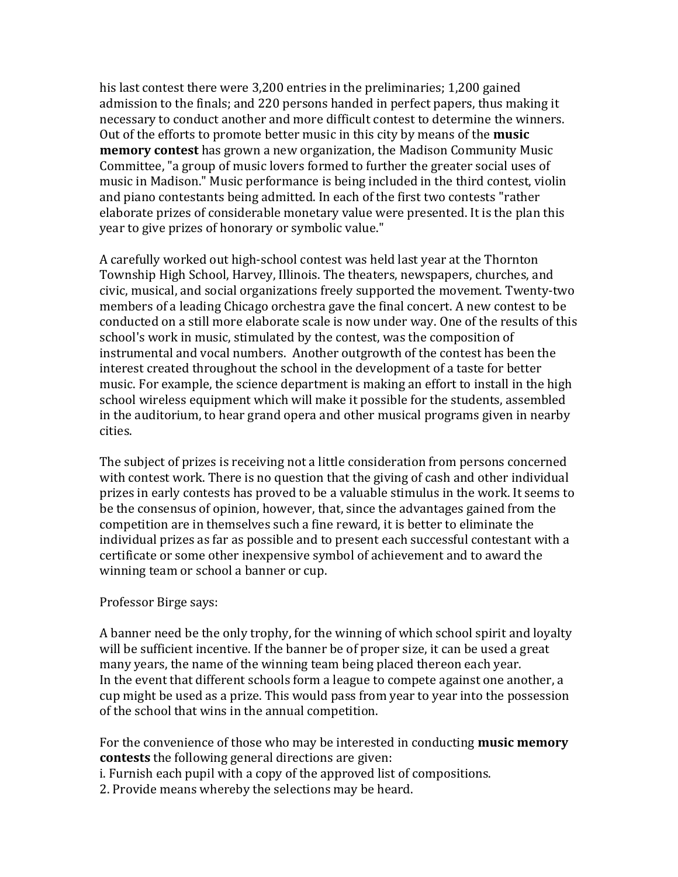his last contest there were 3,200 entries in the preliminaries; 1,200 gained admission to the finals; and 220 persons handed in perfect papers, thus making it necessary to conduct another and more difficult contest to determine the winners. Out of the efforts to promote better music in this city by means of the **music memory contest** has grown a new organization, the Madison Community Music Committee, "a group of music lovers formed to further the greater social uses of music in Madison." Music performance is being included in the third contest, violin and piano contestants being admitted. In each of the first two contests "rather elaborate prizes of considerable monetary value were presented. It is the plan this year to give prizes of honorary or symbolic value."

A carefully worked out high-school contest was held last year at the Thornton Township High School, Harvey, Illinois. The theaters, newspapers, churches, and civic, musical, and social organizations freely supported the movement. Twenty-two members of a leading Chicago orchestra gave the final concert. A new contest to be conducted on a still more elaborate scale is now under way. One of the results of this school's work in music, stimulated by the contest, was the composition of instrumental and vocal numbers. Another outgrowth of the contest has been the interest created throughout the school in the development of a taste for better music. For example, the science department is making an effort to install in the high school wireless equipment which will make it possible for the students, assembled in the auditorium, to hear grand opera and other musical programs given in nearby cities.

The subject of prizes is receiving not a little consideration from persons concerned with contest work. There is no question that the giving of cash and other individual prizes in early contests has proved to be a valuable stimulus in the work. It seems to be the consensus of opinion, however, that, since the advantages gained from the competition are in themselves such a fine reward, it is better to eliminate the individual prizes as far as possible and to present each successful contestant with a certificate or some other inexpensive symbol of achievement and to award the winning team or school a banner or cup.

Professor Birge says:

A banner need be the only trophy, for the winning of which school spirit and loyalty will be sufficient incentive. If the banner be of proper size, it can be used a great many years, the name of the winning team being placed thereon each year.
In the event that different schools form a league to compete against one another, a cup might be used as a prize. This would pass from year to year into the possession of the school that wins in the annual competition.

For the convenience of those who may be interested in conducting **music memory contests** the following general directions are given:

i. Furnish each pupil with a copy of the approved list of compositions.
2. Provide means whereby the selections may be heard.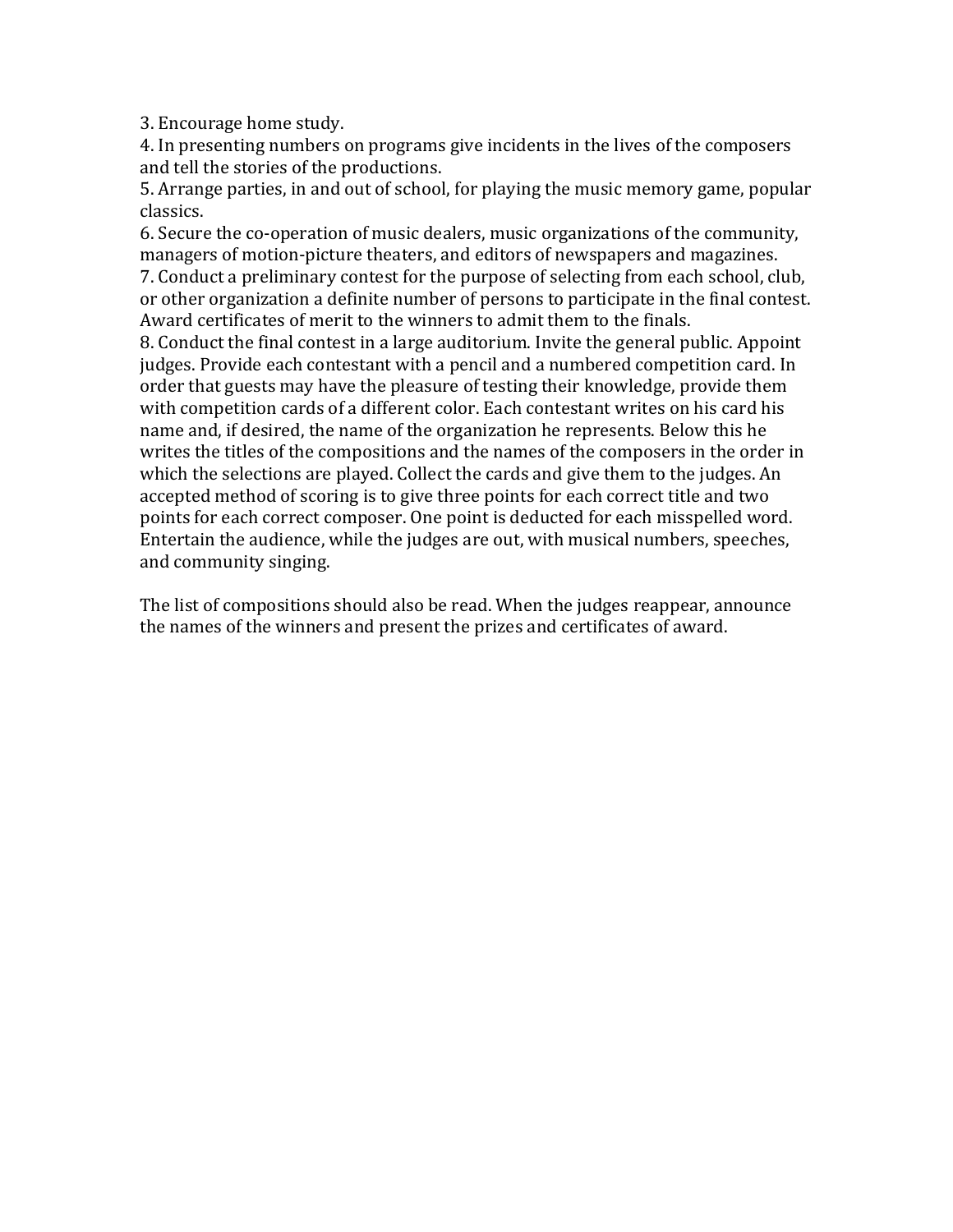3. Encourage home study.
4. In presenting numbers on programs give incidents in the lives of the composers and tell the stories of the productions.
5. Arrange parties, in and out of school, for playing the music memory game, popular classics.
6. Secure the co-operation of music dealers, music organizations of the community, managers of motion-picture theaters, and editors of newspapers and magazines.
7. Conduct a preliminary contest for the purpose of selecting from each school, club, or other organization a definite number of persons to participate in the final contest. Award certificates of merit to the winners to admit them to the finals.
8. Conduct the final contest in a large auditorium. Invite the general public. Appoint judges. Provide each contestant with a pencil and a numbered competition card. In order that guests may have the pleasure of testing their knowledge, provide them with competition cards of a different color. Each contestant writes on his card his name and, if desired, the name of the organization he represents. Below this he writes the titles of the compositions and the names of the composers in the order in which the selections are played. Collect the cards and give them to the judges. An accepted method of scoring is to give three points for each correct title and two points for each correct composer. One point is deducted for each misspelled word. Entertain the audience, while the judges are out, with musical numbers, speeches, and community singing.

The list of compositions should also be read. When the judges reappear, announce the names of the winners and present the prizes and certificates of award.